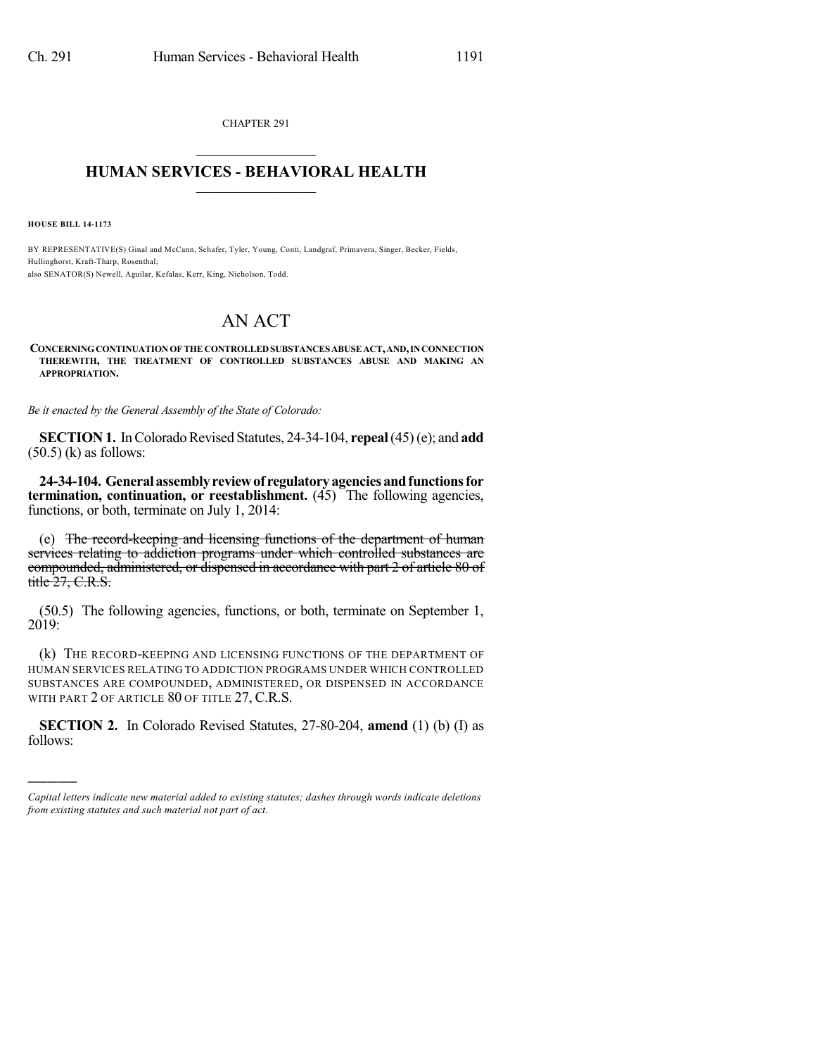CHAPTER 291

# HUMAN SERVICES - BEHAVIORAL HEALTH

**HOUSE BILL 14-1173**

BY REPRESENTATIVE(S) Ginal and McCann, Schafer, Tyler, Young, Conti, Landgraf, Primavera, Singer, Becker, Fields, Hullinghorst, Kraft-Tharp, Rosenthal;
also SENATOR(S) Newell, Aguilar, Kefalas, Kerr, King, Nicholson, Todd.

# AN ACT

**CONCERNING CONTINUATION OF THE CONTROLLED SUBSTANCES ABUSE ACT, AND, IN CONNECTION THEREWITH, THE TREATMENT OF CONTROLLED SUBSTANCES ABUSE AND MAKING AN APPROPRIATION.**

*Be it enacted by the General Assembly of the State of Colorado:*

**SECTION 1.** In Colorado Revised Statutes, 24-34-104, **repeal** (45) (e); and **add** (50.5) (k) as follows:

**24-34-104. General assembly review of regulatory agencies and functions for termination, continuation, or reestablishment.** (45) The following agencies, functions, or both, terminate on July 1, 2014:

(e) ~~The record-keeping and licensing functions of the department of human services relating to addiction programs under which controlled substances are compounded, administered, or dispensed in accordance with part 2 of article 80 of title 27, C.R.S.~~

(50.5) The following agencies, functions, or both, terminate on September 1, 2019:

(k) THE RECORD-KEEPING AND LICENSING FUNCTIONS OF THE DEPARTMENT OF HUMAN SERVICES RELATING TO ADDICTION PROGRAMS UNDER WHICH CONTROLLED SUBSTANCES ARE COMPOUNDED, ADMINISTERED, OR DISPENSED IN ACCORDANCE WITH PART 2 OF ARTICLE 80 OF TITLE 27, C.R.S.

**SECTION 2.** In Colorado Revised Statutes, 27-80-204, **amend** (1) (b) (I) as follows:

---

*Capital letters indicate new material added to existing statutes; dashes through words indicate deletions from existing statutes and such material not part of act.*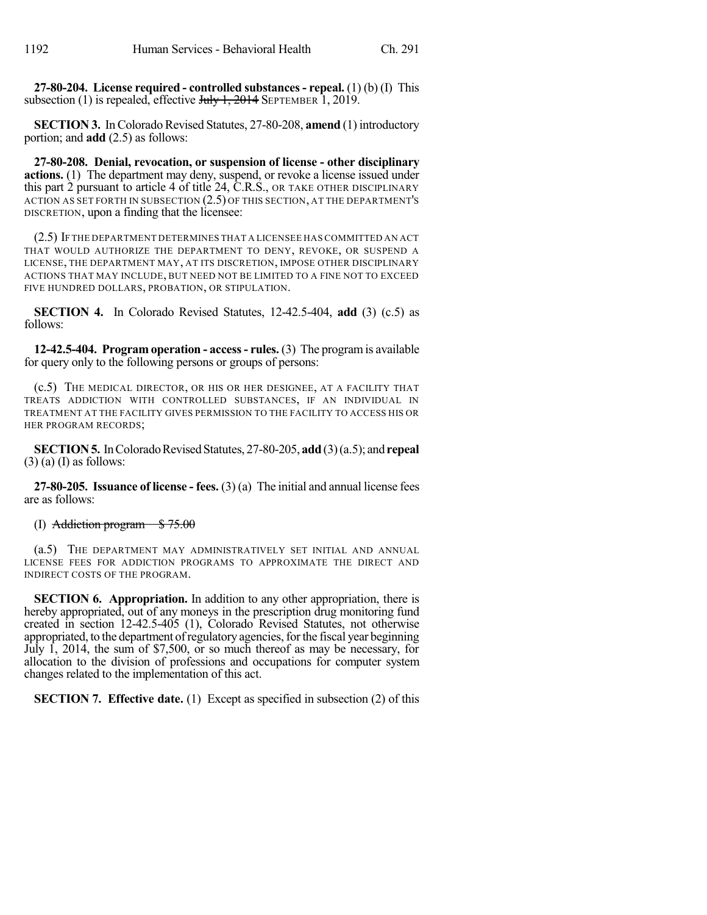**27-80-204. License required - controlled substances - repeal.** (1) (b) (I) This subsection (1) is repealed, effective ~~July 1, 2014~~ SEPTEMBER 1, 2019.

**SECTION 3.** In Colorado Revised Statutes, 27-80-208, **amend** (1) introductory portion; and **add** (2.5) as follows:

**27-80-208. Denial, revocation, or suspension of license - other disciplinary actions.** (1) The department may deny, suspend, or revoke a license issued under this part 2 pursuant to article 4 of title 24, C.R.S., OR TAKE OTHER DISCIPLINARY ACTION AS SET FORTH IN SUBSECTION (2.5) OF THIS SECTION, AT THE DEPARTMENT'S DISCRETION, upon a finding that the licensee:

(2.5) IF THE DEPARTMENT DETERMINES THAT A LICENSEE HAS COMMITTED AN ACT THAT WOULD AUTHORIZE THE DEPARTMENT TO DENY, REVOKE, OR SUSPEND A LICENSE, THE DEPARTMENT MAY, AT ITS DISCRETION, IMPOSE OTHER DISCIPLINARY ACTIONS THAT MAY INCLUDE, BUT NEED NOT BE LIMITED TO A FINE NOT TO EXCEED FIVE HUNDRED DOLLARS, PROBATION, OR STIPULATION.

**SECTION 4.** In Colorado Revised Statutes, 12-42.5-404, **add** (3) (c.5) as follows:

**12-42.5-404. Program operation - access - rules.** (3) The program is available for query only to the following persons or groups of persons:

(c.5) THE MEDICAL DIRECTOR, OR HIS OR HER DESIGNEE, AT A FACILITY THAT TREATS ADDICTION WITH CONTROLLED SUBSTANCES, IF AN INDIVIDUAL IN TREATMENT AT THE FACILITY GIVES PERMISSION TO THE FACILITY TO ACCESS HIS OR HER PROGRAM RECORDS;

**SECTION 5.** In Colorado Revised Statutes, 27-80-205, **add** (3) (a.5); and **repeal** (3) (a) (I) as follows:

**27-80-205. Issuance of license - fees.** (3) (a) The initial and annual license fees are as follows:

(I) ~~Addiction program — \$ 75.00~~

(a.5) THE DEPARTMENT MAY ADMINISTRATIVELY SET INITIAL AND ANNUAL LICENSE FEES FOR ADDICTION PROGRAMS TO APPROXIMATE THE DIRECT AND INDIRECT COSTS OF THE PROGRAM.

**SECTION 6. Appropriation.** In addition to any other appropriation, there is hereby appropriated, out of any moneys in the prescription drug monitoring fund created in section 12-42.5-405 (1), Colorado Revised Statutes, not otherwise appropriated, to the department of regulatory agencies, for the fiscal year beginning July 1, 2014, the sum of \$7,500, or so much thereof as may be necessary, for allocation to the division of professions and occupations for computer system changes related to the implementation of this act.

**SECTION 7. Effective date.** (1) Except as specified in subsection (2) of this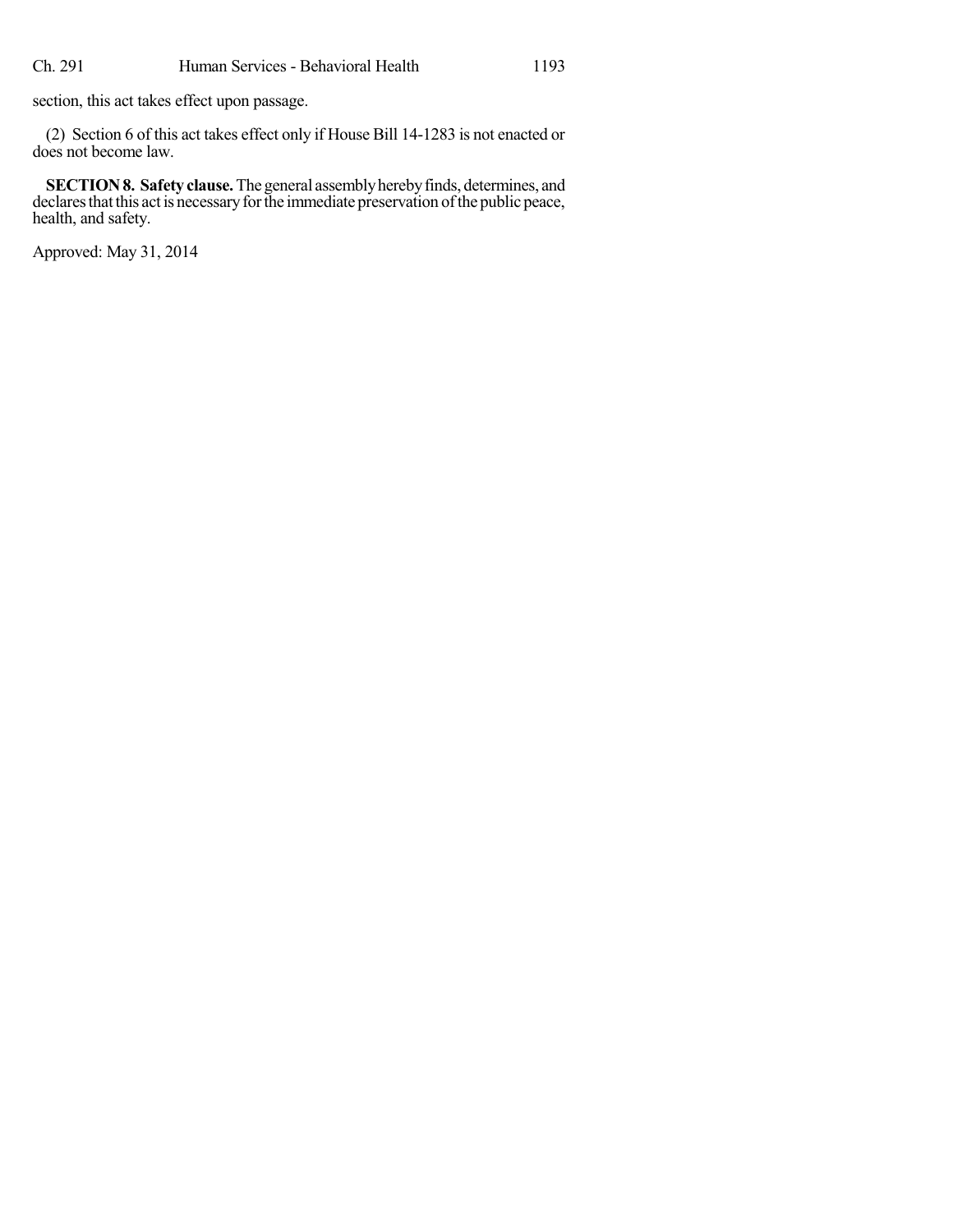section, this act takes effect upon passage.

(2) Section 6 of this act takes effect only if House Bill 14-1283 is not enacted or does not become law.

**SECTION 8. Safety clause.** The general assembly hereby finds, determines, and declares that this act is necessary for the immediate preservation of the public peace, health, and safety.

Approved: May 31, 2014